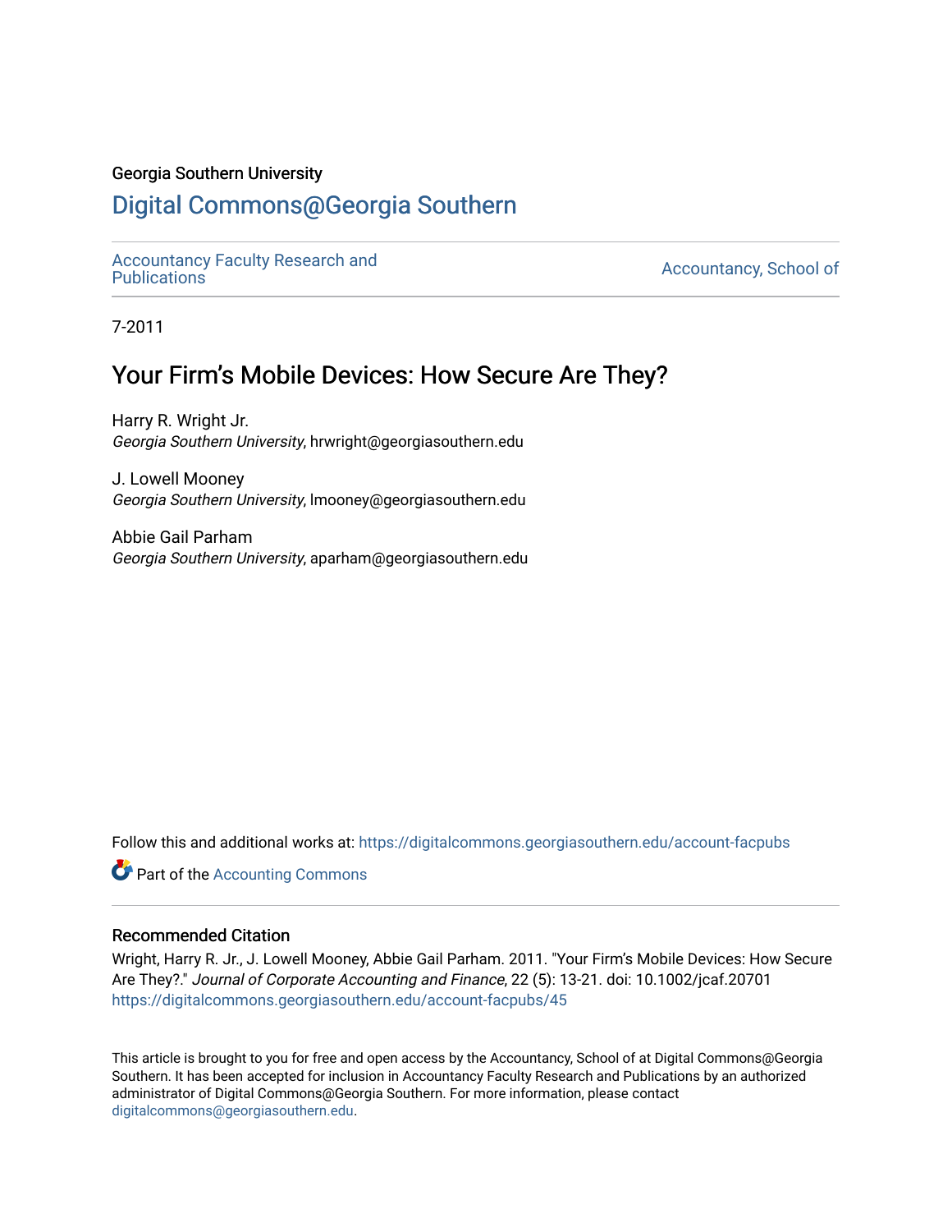Georgia Southern University

# Digital Commons@Georgia Southern

Accountancy Faculty Research and Publications

Accountancy, School of

7-2011

## Your Firm's Mobile Devices: How Secure Are They?

Harry R. Wright Jr.
*Georgia Southern University*, hrwright@georgiasouthern.edu

J. Lowell Mooney
*Georgia Southern University*, lmooney@georgiasouthern.edu

Abbie Gail Parham
*Georgia Southern University*, aparham@georgiasouthern.edu

Follow this and additional works at: https://digitalcommons.georgiasouthern.edu/account-facpubs

Part of the Accounting Commons

### Recommended Citation

Wright, Harry R. Jr., J. Lowell Mooney, Abbie Gail Parham. 2011. "Your Firm's Mobile Devices: How Secure Are They?." *Journal of Corporate Accounting and Finance*, 22 (5): 13-21. doi: 10.1002/jcaf.20701
https://digitalcommons.georgiasouthern.edu/account-facpubs/45

This article is brought to you for free and open access by the Accountancy, School of at Digital Commons@Georgia Southern. It has been accepted for inclusion in Accountancy Faculty Research and Publications by an authorized administrator of Digital Commons@Georgia Southern. For more information, please contact digitalcommons@georgiasouthern.edu.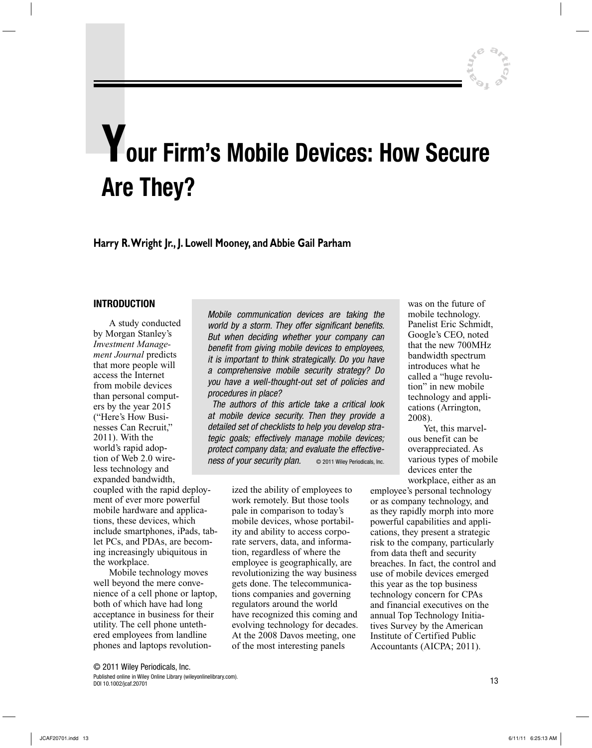# Your Firm's Mobile Devices: How Secure Are They?

**Harry R. Wright Jr., J. Lowell Mooney, and Abbie Gail Parham**

*Mobile communication devices are taking the world by a storm. They offer significant benefits. But when deciding whether your company can benefit from giving mobile devices to employees, it is important to think strategically. Do you have a comprehensive mobile security strategy? Do you have a well-thought-out set of policies and procedures in place?*

*The authors of this article take a critical look at mobile device security. Then they provide a detailed set of checklists to help you develop strategic goals; effectively manage mobile devices; protect company data; and evaluate the effectiveness of your security plan.* © 2011 Wiley Periodicals, Inc.

## INTRODUCTION

A study conducted by Morgan Stanley's *Investment Management Journal* predicts that more people will access the Internet from mobile devices than personal computers by the year 2015 ("Here's How Businesses Can Recruit," 2011). With the world's rapid adoption of Web 2.0 wireless technology and expanded bandwidth, coupled with the rapid deployment of ever more powerful mobile hardware and applications, these devices, which include smartphones, iPads, tablet PCs, and PDAs, are becoming increasingly ubiquitous in the workplace.

Mobile technology moves well beyond the mere convenience of a cell phone or laptop, both of which have had long acceptance in business for their utility. The cell phone untethered employees from landline phones and laptops revolutionized the ability of employees to work remotely. But those tools pale in comparison to today's mobile devices, whose portability and ability to access corporate servers, data, and information, regardless of where the employee is geographically, are revolutionizing the way business gets done. The telecommunications companies and governing regulators around the world have recognized this coming and evolving technology for decades. At the 2008 Davos meeting, one of the most interesting panels was on the future of mobile technology. Panelist Eric Schmidt, Google's CEO, noted that the new 700MHz bandwidth spectrum introduces what he called a "huge revolution" in new mobile technology and applications (Arrington, 2008).

Yet, this marvelous benefit can be overappreciated. As various types of mobile devices enter the workplace, either as an employee's personal technology or as company technology, and as they rapidly morph into more powerful capabilities and applications, they present a strategic risk to the company, particularly from data theft and security breaches. In fact, the control and use of mobile devices emerged this year as the top business technology concern for CPAs and financial executives on the annual Top Technology Initiatives Survey by the American Institute of Certified Public Accountants (AICPA; 2011).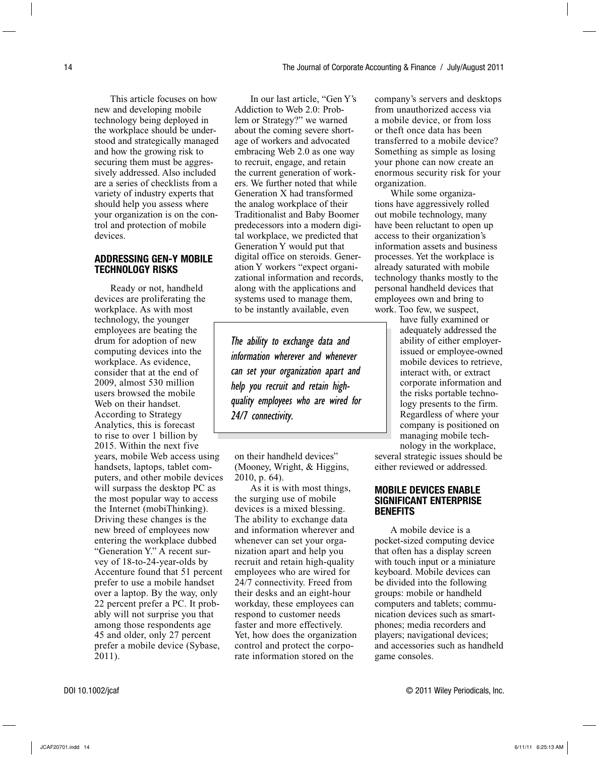This article focuses on how new and developing mobile technology being deployed in the workplace should be understood and strategically managed and how the growing risk to securing them must be aggressively addressed. Also included are a series of checklists from a variety of industry experts that should help you assess where your organization is on the control and protection of mobile devices.

## ADDRESSING GEN-Y MOBILE TECHNOLOGY RISKS

Ready or not, handheld devices are proliferating the workplace. As with most technology, the younger employees are beating the drum for adoption of new computing devices into the workplace. As evidence, consider that at the end of 2009, almost 530 million users browsed the mobile Web on their handset. According to Strategy Analytics, this is forecast to rise to over 1 billion by 2015. Within the next five years, mobile Web access using handsets, laptops, tablet computers, and other mobile devices will surpass the desktop PC as the most popular way to access the Internet (mobiThinking). Driving these changes is the new breed of employees now entering the workplace dubbed "Generation Y." A recent survey of 18-to-24-year-olds by Accenture found that 51 percent prefer to use a mobile handset over a laptop. By the way, only 22 percent prefer a PC. It probably will not surprise you that among those respondents age 45 and older, only 27 percent prefer a mobile device (Sybase, 2011).

In our last article, "Gen Y's Addiction to Web 2.0: Problem or Strategy?" we warned about the coming severe shortage of workers and advocated embracing Web 2.0 as one way to recruit, engage, and retain the current generation of workers. We further noted that while Generation X had transformed the analog workplace of their Traditionalist and Baby Boomer predecessors into a modern digital workplace, we predicted that Generation Y would put that digital office on steroids. Generation Y workers "expect organizational information and records, along with the applications and systems used to manage them, to be instantly available, even on their handheld devices" (Mooney, Wright, & Higgins, 2010, p. 64).

*The ability to exchange data and information wherever and whenever can set your organization apart and help you recruit and retain high-quality employees who are wired for 24/7 connectivity.*

As it is with most things, the surging use of mobile devices is a mixed blessing. The ability to exchange data and information wherever and whenever can set your organization apart and help you recruit and retain high-quality employees who are wired for 24/7 connectivity. Freed from their desks and an eight-hour workday, these employees can respond to customer needs faster and more effectively. Yet, how does the organization control and protect the corporate information stored on the company's servers and desktops from unauthorized access via a mobile device, or from loss or theft once data has been transferred to a mobile device? Something as simple as losing your phone can now create an enormous security risk for your organization.

While some organizations have aggressively rolled out mobile technology, many have been reluctant to open up access to their organization's information assets and business processes. Yet the workplace is already saturated with mobile technology thanks mostly to the personal handheld devices that employees own and bring to work. Too few, we suspect, have fully examined or adequately addressed the ability of either employer-issued or employee-owned mobile devices to retrieve, interact with, or extract corporate information and the risks portable technology presents to the firm. Regardless of where your company is positioned on managing mobile technology in the workplace, several strategic issues should be either reviewed or addressed.

## MOBILE DEVICES ENABLE SIGNIFICANT ENTERPRISE BENEFITS

A mobile device is a pocket-sized computing device that often has a display screen with touch input or a miniature keyboard. Mobile devices can be divided into the following groups: mobile or handheld computers and tablets; communication devices such as smartphones; media recorders and players; navigational devices; and accessories such as handheld game consoles.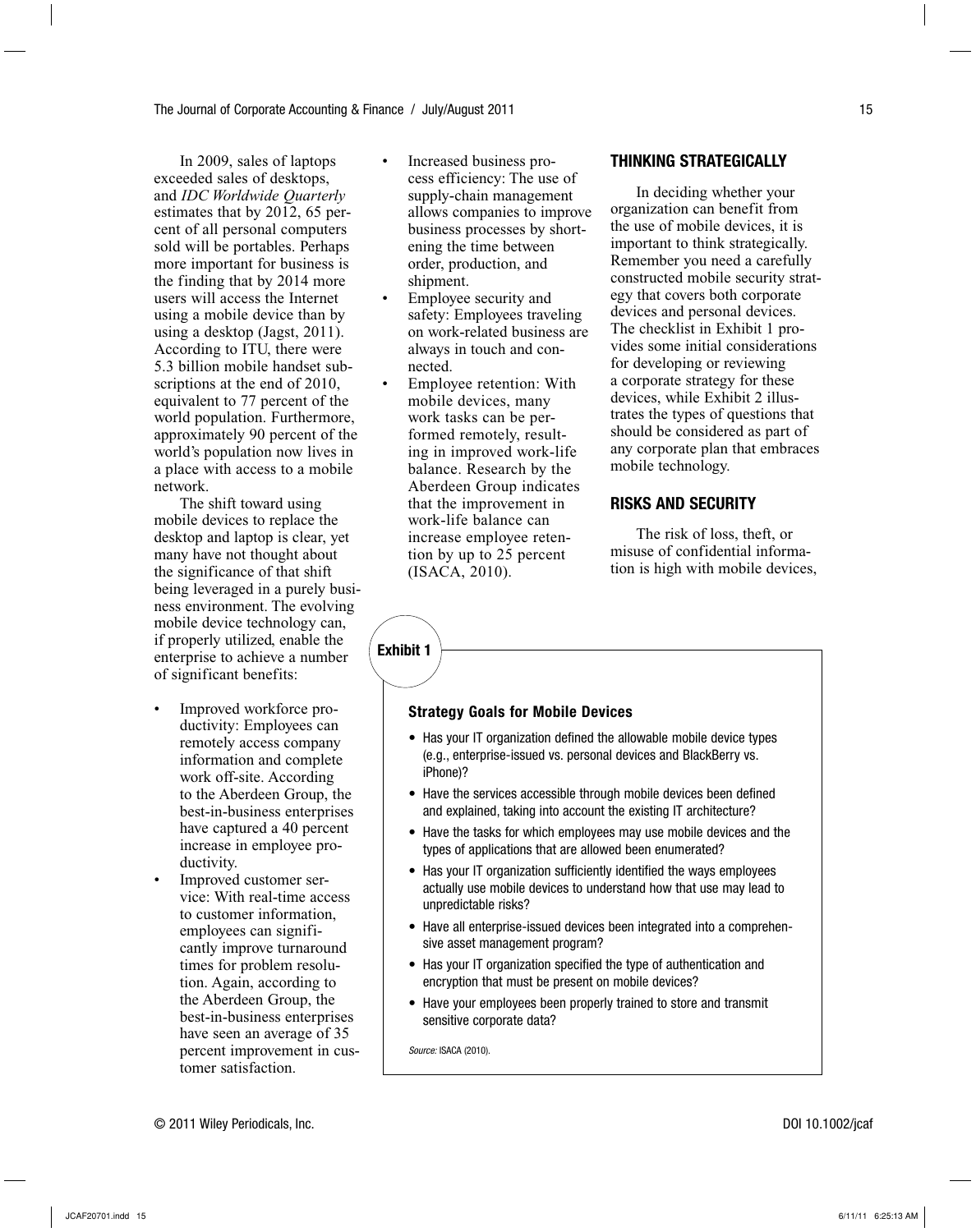In 2009, sales of laptops exceeded sales of desktops, and *IDC Worldwide Quarterly* estimates that by 2012, 65 percent of all personal computers sold will be portables. Perhaps more important for business is the finding that by 2014 more users will access the Internet using a mobile device than by using a desktop (Jagst, 2011). According to ITU, there were 5.3 billion mobile handset subscriptions at the end of 2010, equivalent to 77 percent of the world population. Furthermore, approximately 90 percent of the world's population now lives in a place with access to a mobile network.

The shift toward using mobile devices to replace the desktop and laptop is clear, yet many have not thought about the significance of that shift being leveraged in a purely business environment. The evolving mobile device technology can, if properly utilized, enable the enterprise to achieve a number of significant benefits:

- Improved workforce productivity: Employees can remotely access company information and complete work off-site. According to the Aberdeen Group, the best-in-business enterprises have captured a 40 percent increase in employee productivity.
- Improved customer service: With real-time access to customer information, employees can significantly improve turnaround times for problem resolution. Again, according to the Aberdeen Group, the best-in-business enterprises have seen an average of 35 percent improvement in customer satisfaction.
- Increased business process efficiency: The use of supply-chain management allows companies to improve business processes by shortening the time between order, production, and shipment.
- Employee security and safety: Employees traveling on work-related business are always in touch and connected.
- Employee retention: With mobile devices, many work tasks can be performed remotely, resulting in improved work-life balance. Research by the Aberdeen Group indicates that the improvement in work-life balance can increase employee retention by up to 25 percent (ISACA, 2010).

## THINKING STRATEGICALLY

In deciding whether your organization can benefit from the use of mobile devices, it is important to think strategically. Remember you need a carefully constructed mobile security strategy that covers both corporate devices and personal devices. The checklist in Exhibit 1 provides some initial considerations for developing or reviewing a corporate strategy for these devices, while Exhibit 2 illustrates the types of questions that should be considered as part of any corporate plan that embraces mobile technology.

## RISKS AND SECURITY

The risk of loss, theft, or misuse of confidential information is high with mobile devices,

**Exhibit 1**

**Strategy Goals for Mobile Devices**

- Has your IT organization defined the allowable mobile device types (e.g., enterprise-issued vs. personal devices and BlackBerry vs. iPhone)?
- Have the services accessible through mobile devices been defined and explained, taking into account the existing IT architecture?
- Have the tasks for which employees may use mobile devices and the types of applications that are allowed been enumerated?
- Has your IT organization sufficiently identified the ways employees actually use mobile devices to understand how that use may lead to unpredictable risks?
- Have all enterprise-issued devices been integrated into a comprehensive asset management program?
- Has your IT organization specified the type of authentication and encryption that must be present on mobile devices?
- Have your employees been properly trained to store and transmit sensitive corporate data?

*Source:* ISACA (2010).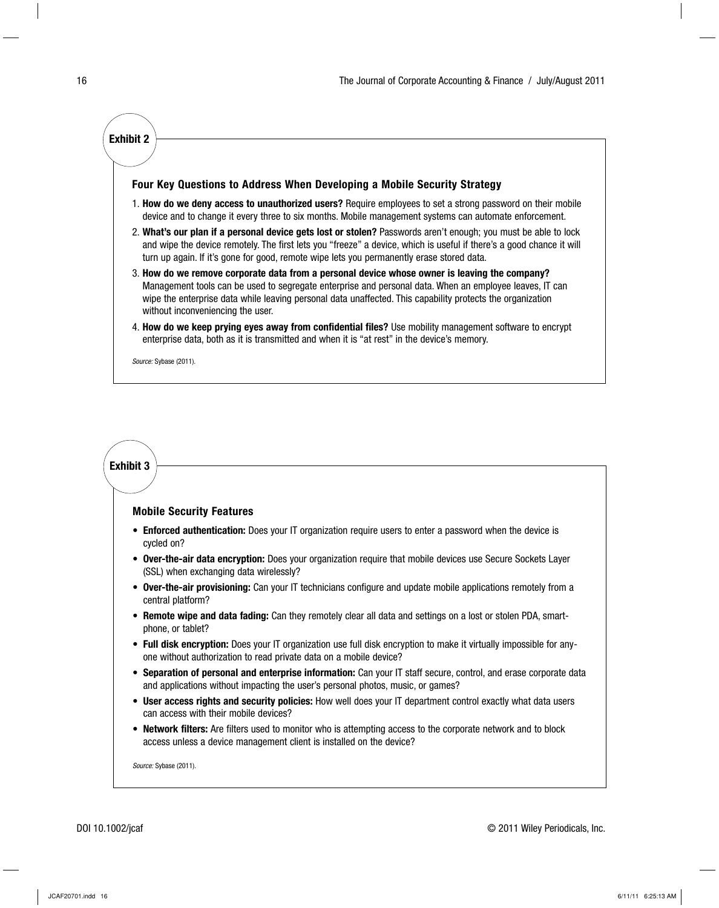**Exhibit 2**

### Four Key Questions to Address When Developing a Mobile Security Strategy

1. **How do we deny access to unauthorized users?** Require employees to set a strong password on their mobile device and to change it every three to six months. Mobile management systems can automate enforcement.
2. **What's our plan if a personal device gets lost or stolen?** Passwords aren't enough; you must be able to lock and wipe the device remotely. The first lets you "freeze" a device, which is useful if there's a good chance it will turn up again. If it's gone for good, remote wipe lets you permanently erase stored data.
3. **How do we remove corporate data from a personal device whose owner is leaving the company?** Management tools can be used to segregate enterprise and personal data. When an employee leaves, IT can wipe the enterprise data while leaving personal data unaffected. This capability protects the organization without inconveniencing the user.
4. **How do we keep prying eyes away from confidential files?** Use mobility management software to encrypt enterprise data, both as it is transmitted and when it is "at rest" in the device's memory.

*Source:* Sybase (2011).

**Exhibit 3**

### Mobile Security Features

- **Enforced authentication:** Does your IT organization require users to enter a password when the device is cycled on?
- **Over-the-air data encryption:** Does your organization require that mobile devices use Secure Sockets Layer (SSL) when exchanging data wirelessly?
- **Over-the-air provisioning:** Can your IT technicians configure and update mobile applications remotely from a central platform?
- **Remote wipe and data fading:** Can they remotely clear all data and settings on a lost or stolen PDA, smartphone, or tablet?
- **Full disk encryption:** Does your IT organization use full disk encryption to make it virtually impossible for anyone without authorization to read private data on a mobile device?
- **Separation of personal and enterprise information:** Can your IT staff secure, control, and erase corporate data and applications without impacting the user's personal photos, music, or games?
- **User access rights and security policies:** How well does your IT department control exactly what data users can access with their mobile devices?
- **Network filters:** Are filters used to monitor who is attempting access to the corporate network and to block access unless a device management client is installed on the device?

*Source:* Sybase (2011).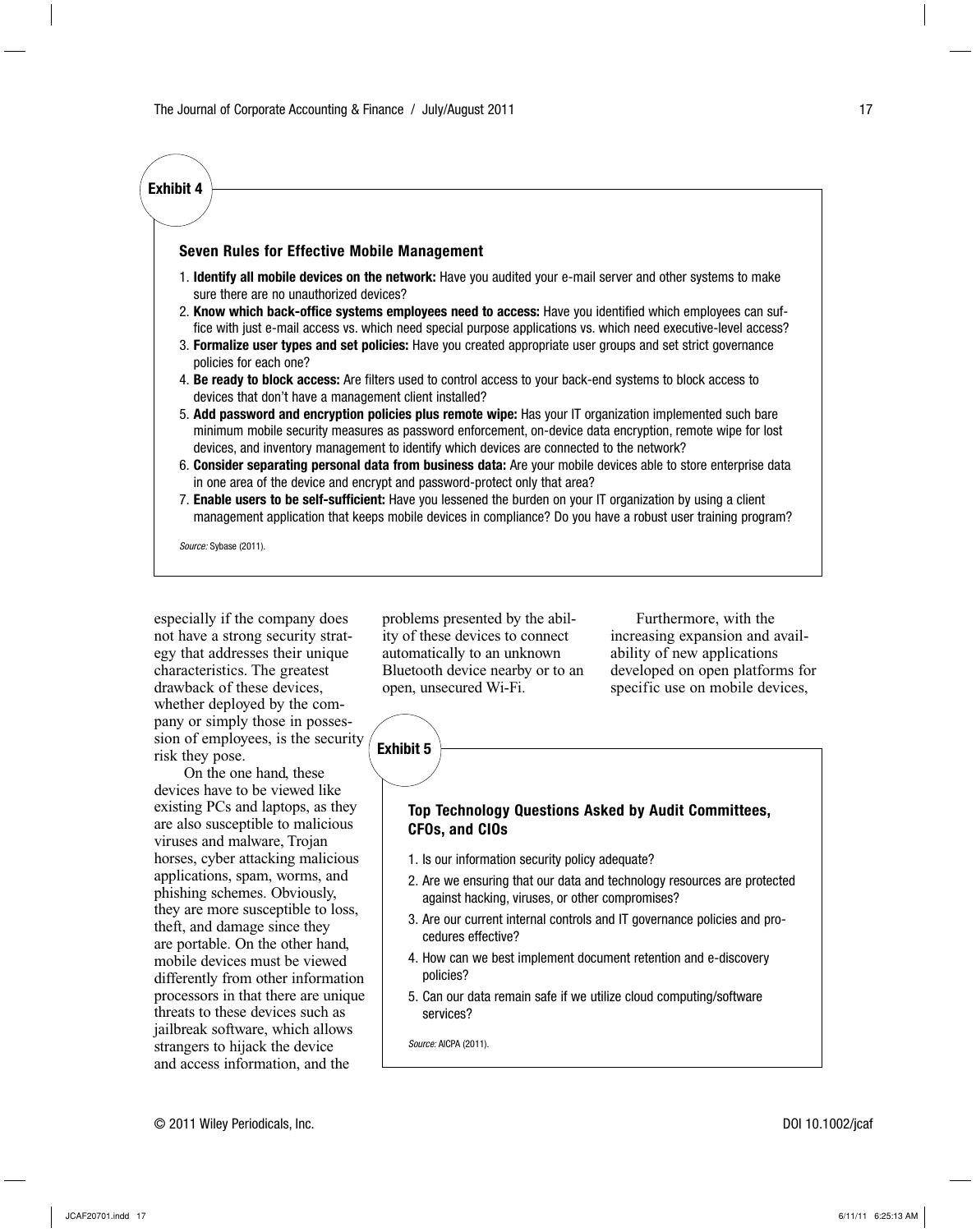**Exhibit 4**

**Seven Rules for Effective Mobile Management**

1. **Identify all mobile devices on the network:** Have you audited your e-mail server and other systems to make sure there are no unauthorized devices?
2. **Know which back-office systems employees need to access:** Have you identified which employees can suffice with just e-mail access vs. which need special purpose applications vs. which need executive-level access?
3. **Formalize user types and set policies:** Have you created appropriate user groups and set strict governance policies for each one?
4. **Be ready to block access:** Are filters used to control access to your back-end systems to block access to devices that don't have a management client installed?
5. **Add password and encryption policies plus remote wipe:** Has your IT organization implemented such bare minimum mobile security measures as password enforcement, on-device data encryption, remote wipe for lost devices, and inventory management to identify which devices are connected to the network?
6. **Consider separating personal data from business data:** Are your mobile devices able to store enterprise data in one area of the device and encrypt and password-protect only that area?
7. **Enable users to be self-sufficient:** Have you lessened the burden on your IT organization by using a client management application that keeps mobile devices in compliance? Do you have a robust user training program?

*Source:* Sybase (2011).

especially if the company does not have a strong security strategy that addresses their unique characteristics. The greatest drawback of these devices, whether deployed by the company or simply those in possession of employees, is the security risk they pose.

On the one hand, these devices have to be viewed like existing PCs and laptops, as they are also susceptible to malicious viruses and malware, Trojan horses, cyber attacking malicious applications, spam, worms, and phishing schemes. Obviously, they are more susceptible to loss, theft, and damage since they are portable. On the other hand, mobile devices must be viewed differently from other information processors in that there are unique threats to these devices such as jailbreak software, which allows strangers to hijack the device and access information, and the problems presented by the ability of these devices to connect automatically to an unknown Bluetooth device nearby or to an open, unsecured Wi-Fi.

Furthermore, with the increasing expansion and availability of new applications developed on open platforms for specific use on mobile devices,

**Exhibit 5**

**Top Technology Questions Asked by Audit Committees, CFOs, and CIOs**

1. Is our information security policy adequate?
2. Are we ensuring that our data and technology resources are protected against hacking, viruses, or other compromises?
3. Are our current internal controls and IT governance policies and procedures effective?
4. How can we best implement document retention and e-discovery policies?
5. Can our data remain safe if we utilize cloud computing/software services?

*Source:* AICPA (2011).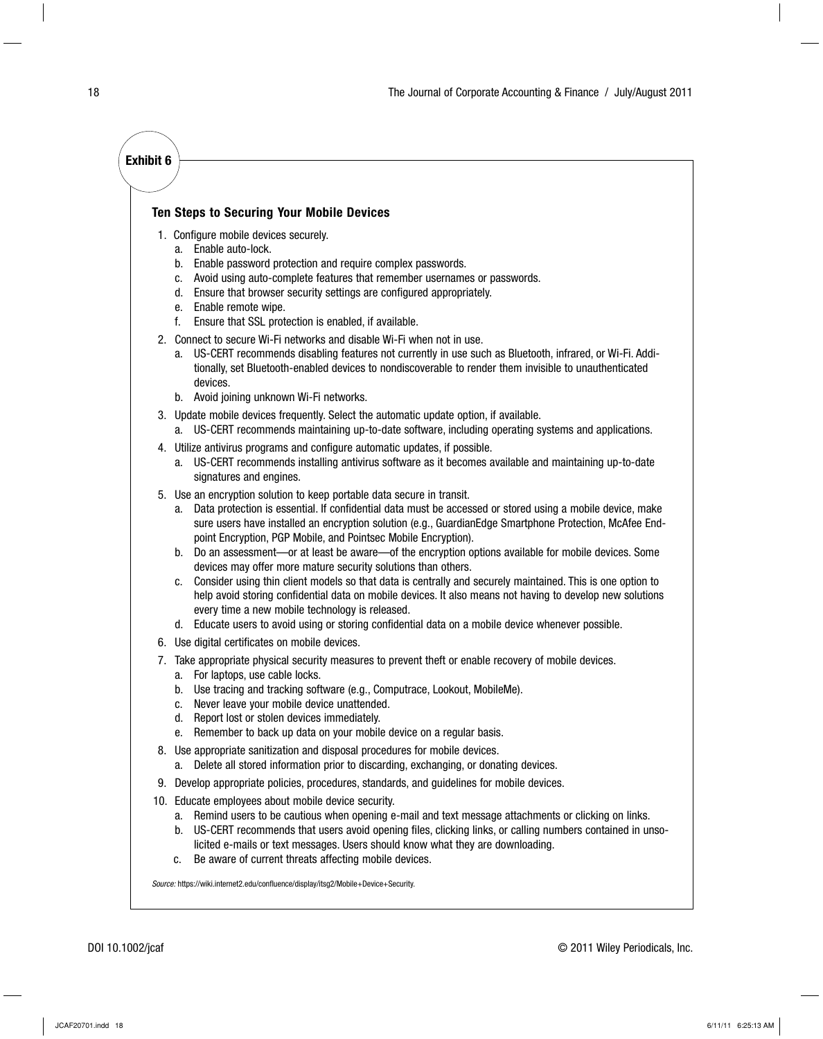**Exhibit 6**

### Ten Steps to Securing Your Mobile Devices

1. Configure mobile devices securely.
   a. Enable auto-lock.
   b. Enable password protection and require complex passwords.
   c. Avoid using auto-complete features that remember usernames or passwords.
   d. Ensure that browser security settings are configured appropriately.
   e. Enable remote wipe.
   f. Ensure that SSL protection is enabled, if available.
2. Connect to secure Wi-Fi networks and disable Wi-Fi when not in use.
   a. US-CERT recommends disabling features not currently in use such as Bluetooth, infrared, or Wi-Fi. Additionally, set Bluetooth-enabled devices to nondiscoverable to render them invisible to unauthenticated devices.
   b. Avoid joining unknown Wi-Fi networks.
3. Update mobile devices frequently. Select the automatic update option, if available.
   a. US-CERT recommends maintaining up-to-date software, including operating systems and applications.
4. Utilize antivirus programs and configure automatic updates, if possible.
   a. US-CERT recommends installing antivirus software as it becomes available and maintaining up-to-date signatures and engines.
5. Use an encryption solution to keep portable data secure in transit.
   a. Data protection is essential. If confidential data must be accessed or stored using a mobile device, make sure users have installed an encryption solution (e.g., GuardianEdge Smartphone Protection, McAfee Endpoint Encryption, PGP Mobile, and Pointsec Mobile Encryption).
   b. Do an assessment—or at least be aware—of the encryption options available for mobile devices. Some devices may offer more mature security solutions than others.
   c. Consider using thin client models so that data is centrally and securely maintained. This is one option to help avoid storing confidential data on mobile devices. It also means not having to develop new solutions every time a new mobile technology is released.
   d. Educate users to avoid using or storing confidential data on a mobile device whenever possible.
6. Use digital certificates on mobile devices.
7. Take appropriate physical security measures to prevent theft or enable recovery of mobile devices.
   a. For laptops, use cable locks.
   b. Use tracing and tracking software (e.g., Computrace, Lookout, MobileMe).
   c. Never leave your mobile device unattended.
   d. Report lost or stolen devices immediately.
   e. Remember to back up data on your mobile device on a regular basis.
8. Use appropriate sanitization and disposal procedures for mobile devices.
   a. Delete all stored information prior to discarding, exchanging, or donating devices.
9. Develop appropriate policies, procedures, standards, and guidelines for mobile devices.
10. Educate employees about mobile device security.
    a. Remind users to be cautious when opening e-mail and text message attachments or clicking on links.
    b. US-CERT recommends that users avoid opening files, clicking links, or calling numbers contained in unsolicited e-mails or text messages. Users should know what they are downloading.
    c. Be aware of current threats affecting mobile devices.

*Source:* https://wiki.internet2.edu/confluence/display/itsg2/Mobile+Device+Security.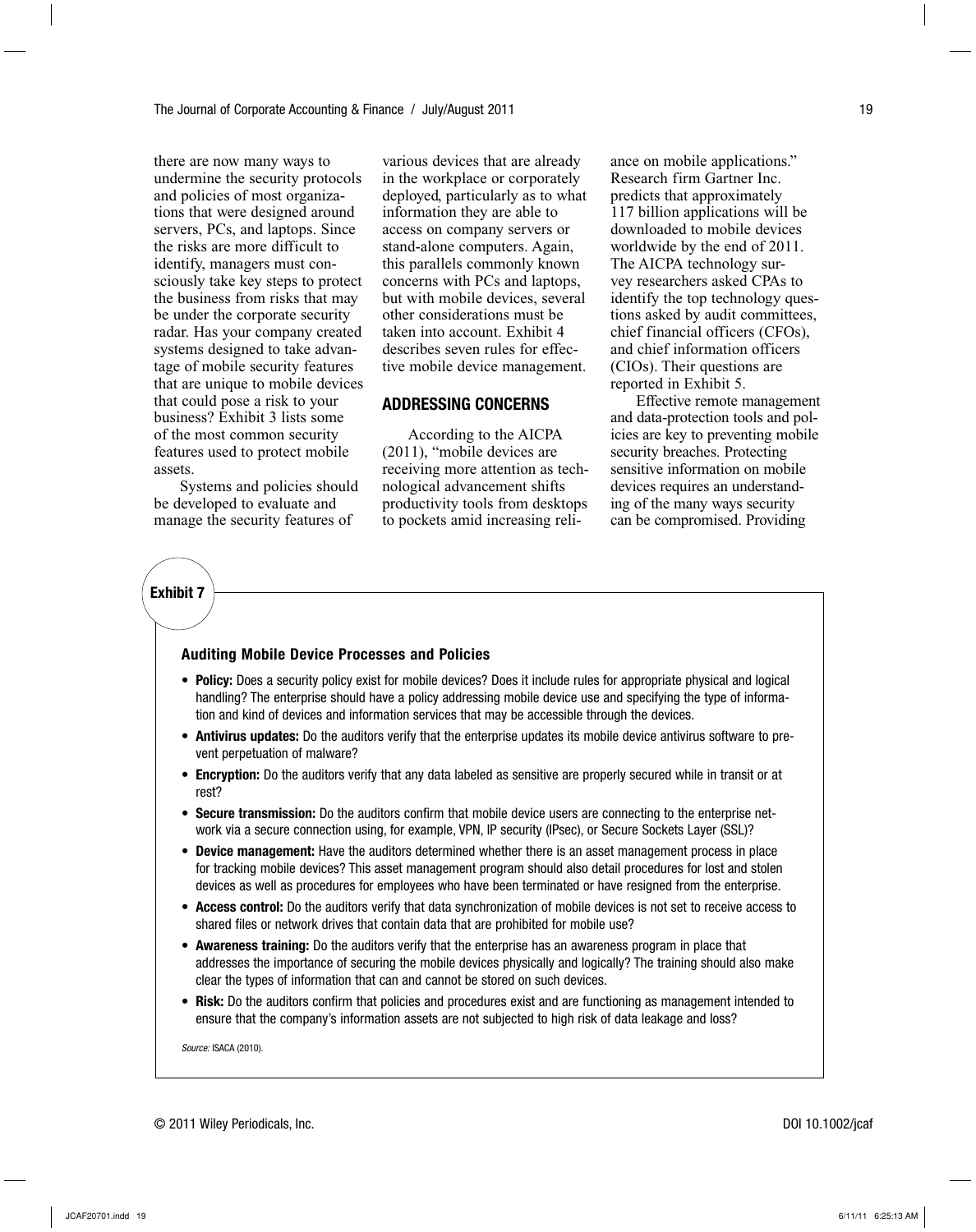there are now many ways to undermine the security protocols and policies of most organizations that were designed around servers, PCs, and laptops. Since the risks are more difficult to identify, managers must consciously take key steps to protect the business from risks that may be under the corporate security radar. Has your company created systems designed to take advantage of mobile security features that are unique to mobile devices that could pose a risk to your business? Exhibit 3 lists some of the most common security features used to protect mobile assets.

Systems and policies should be developed to evaluate and manage the security features of various devices that are already in the workplace or corporately deployed, particularly as to what information they are able to access on company servers or stand-alone computers. Again, this parallels commonly known concerns with PCs and laptops, but with mobile devices, several other considerations must be taken into account. Exhibit 4 describes seven rules for effective mobile device management.

## ADDRESSING CONCERNS

According to the AICPA (2011), "mobile devices are receiving more attention as technological advancement shifts productivity tools from desktops to pockets amid increasing reliance on mobile applications." Research firm Gartner Inc. predicts that approximately 117 billion applications will be downloaded to mobile devices worldwide by the end of 2011. The AICPA technology survey researchers asked CPAs to identify the top technology questions asked by audit committees, chief financial officers (CFOs), and chief information officers (CIOs). Their questions are reported in Exhibit 5.

Effective remote management and data-protection tools and policies are key to preventing mobile security breaches. Protecting sensitive information on mobile devices requires an understanding of the many ways security can be compromised. Providing

**Exhibit 7**

### Auditing Mobile Device Processes and Policies

- **Policy:** Does a security policy exist for mobile devices? Does it include rules for appropriate physical and logical handling? The enterprise should have a policy addressing mobile device use and specifying the type of information and kind of devices and information services that may be accessible through the devices.
- **Antivirus updates:** Do the auditors verify that the enterprise updates its mobile device antivirus software to prevent perpetuation of malware?
- **Encryption:** Do the auditors verify that any data labeled as sensitive are properly secured while in transit or at rest?
- **Secure transmission:** Do the auditors confirm that mobile device users are connecting to the enterprise network via a secure connection using, for example, VPN, IP security (IPsec), or Secure Sockets Layer (SSL)?
- **Device management:** Have the auditors determined whether there is an asset management process in place for tracking mobile devices? This asset management program should also detail procedures for lost and stolen devices as well as procedures for employees who have been terminated or have resigned from the enterprise.
- **Access control:** Do the auditors verify that data synchronization of mobile devices is not set to receive access to shared files or network drives that contain data that are prohibited for mobile use?
- **Awareness training:** Do the auditors verify that the enterprise has an awareness program in place that addresses the importance of securing the mobile devices physically and logically? The training should also make clear the types of information that can and cannot be stored on such devices.
- **Risk:** Do the auditors confirm that policies and procedures exist and are functioning as management intended to ensure that the company's information assets are not subjected to high risk of data leakage and loss?

*Source:* ISACA (2010).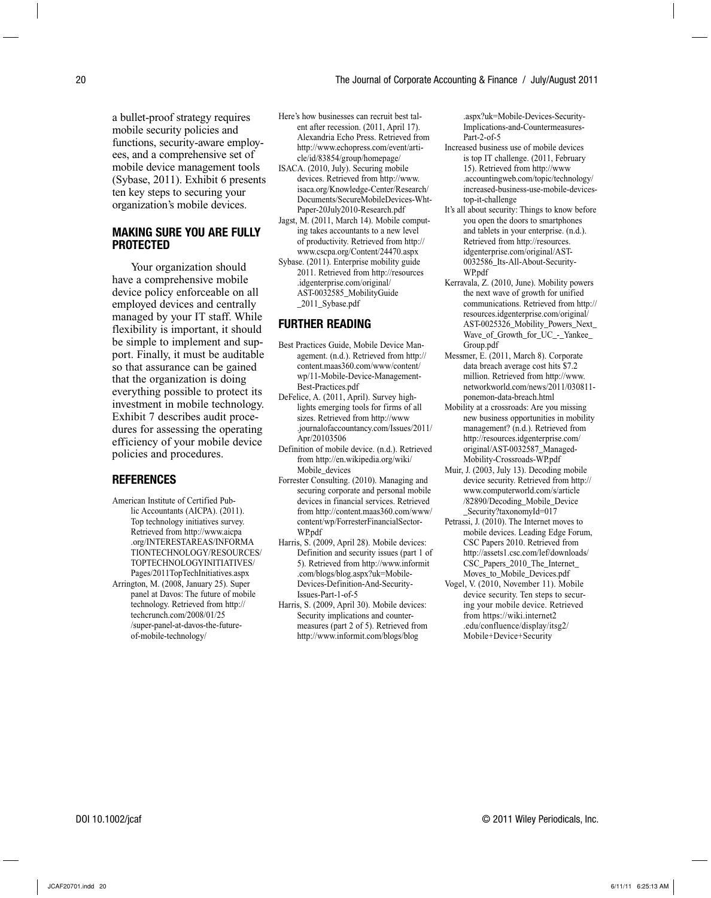a bullet-proof strategy requires mobile security policies and functions, security-aware employees, and a comprehensive set of mobile device management tools (Sybase, 2011). Exhibit 6 presents ten key steps to securing your organization's mobile devices.

## MAKING SURE YOU ARE FULLY PROTECTED

Your organization should have a comprehensive mobile device policy enforceable on all employed devices and centrally managed by your IT staff. While flexibility is important, it should be simple to implement and support. Finally, it must be auditable so that assurance can be gained that the organization is doing everything possible to protect its investment in mobile technology. Exhibit 7 describes audit procedures for assessing the operating efficiency of your mobile device policies and procedures.

## REFERENCES

American Institute of Certified Public Accountants (AICPA). (2011). Top technology initiatives survey. Retrieved from http://www.aicpa.org/INTERESTAREAS/INFORMATIONTECHNOLOGY/RESOURCES/TOPTECHNOLOGYINITIATIVES/Pages/2011TopTechInitiatives.aspx

Arrington, M. (2008, January 25). Super panel at Davos: The future of mobile technology. Retrieved from http://techcrunch.com/2008/01/25/super-panel-at-davos-the-future-of-mobile-technology/

Here's how businesses can recruit best talent after recession. (2011, April 17). Alexandria Echo Press. Retrieved from http://www.echopress.com/event/article/id/83854/group/homepage/

ISACA. (2010, July). Securing mobile devices. Retrieved from http://www.isaca.org/Knowledge-Center/Research/Documents/SecureMobileDevices-Wht-Paper-20July2010-Research.pdf

Jagst, M. (2011, March 14). Mobile computing takes accountants to a new level of productivity. Retrieved from http://www.cscpa.org/Content/24470.aspx

Sybase. (2011). Enterprise mobility guide 2011. Retrieved from http://resources.idgenterprise.com/original/AST-0032585_MobilityGuide_2011_Sybase.pdf

## FURTHER READING

Best Practices Guide, Mobile Device Management. (n.d.). Retrieved from http://content.maas360.com/www/content/wp/11-Mobile-Device-Management-Best-Practices.pdf

DeFelice, A. (2011, April). Survey highlights emerging tools for firms of all sizes. Retrieved from http://www.journalofaccountancy.com/Issues/2011/Apr/20103506

Definition of mobile device. (n.d.). Retrieved from http://en.wikipedia.org/wiki/Mobile_devices

Forrester Consulting. (2010). Managing and securing corporate and personal mobile devices in financial services. Retrieved from http://content.maas360.com/www/content/wp/ForresterFinancialSector-WP.pdf

Harris, S. (2009, April 28). Mobile devices: Definition and security issues (part 1 of 5). Retrieved from http://www.informit.com/blogs/blog.aspx?uk=Mobile-Devices-Definition-And-Security-Issues-Part-1-of-5

Harris, S. (2009, April 30). Mobile devices: Security implications and countermeasures (part 2 of 5). Retrieved from http://www.informit.com/blogs/blog.aspx?uk=Mobile-Devices-Security-Implications-and-Countermeasures-Part-2-of-5

Increased business use of mobile devices is top IT challenge. (2011, February 15). Retrieved from http://www.accountingweb.com/topic/technology/increased-business-use-mobile-devices-top-it-challenge

It's all about security: Things to know before you open the doors to smartphones and tablets in your enterprise. (n.d.). Retrieved from http://resources.idgenterprise.com/original/AST-0032586_Its-All-About-Security-WP.pdf

Kerravala, Z. (2010, June). Mobility powers the next wave of growth for unified communications. Retrieved from http://resources.idgenterprise.com/original/AST-0025326_Mobility_Powers_Next_Wave_of_Growth_for_UC_-_Yankee_Group.pdf

Messmer, E. (2011, March 8). Corporate data breach average cost hits $7.2 million. Retrieved from http://www.networkworld.com/news/2011/030811-ponemon-data-breach.html

Mobility at a crossroads: Are you missing new business opportunities in mobility management? (n.d.). Retrieved from http://resources.idgenterprise.com/original/AST-0032587_Managed-Mobility-Crossroads-WP.pdf

Muir, J. (2003, July 13). Decoding mobile device security. Retrieved from http://www.computerworld.com/s/article/82890/Decoding_Mobile_Device_Security?taxonomyId=017

Petrassi, J. (2010). The Internet moves to mobile devices. Leading Edge Forum, CSC Papers 2010. Retrieved from http://assets1.csc.com/lef/downloads/CSC_Papers_2010_The_Internet_Moves_to_Mobile_Devices.pdf

Vogel, V. (2010, November 11). Mobile device security. Ten steps to securing your mobile device. Retrieved from https://wiki.internet2.edu/confluence/display/itsg2/Mobile+Device+Security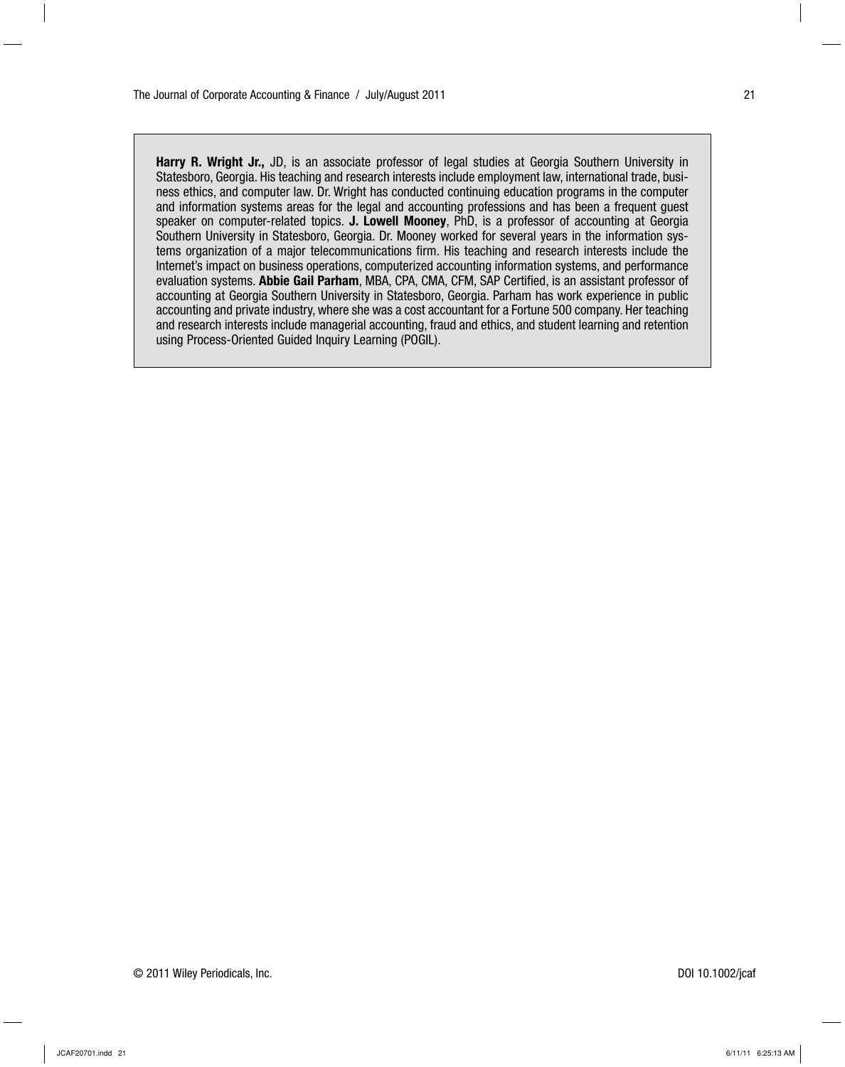**Harry R. Wright Jr.,** JD, is an associate professor of legal studies at Georgia Southern University in Statesboro, Georgia. His teaching and research interests include employment law, international trade, business ethics, and computer law. Dr. Wright has conducted continuing education programs in the computer and information systems areas for the legal and accounting professions and has been a frequent guest speaker on computer-related topics. **J. Lowell Mooney**, PhD, is a professor of accounting at Georgia Southern University in Statesboro, Georgia. Dr. Mooney worked for several years in the information systems organization of a major telecommunications firm. His teaching and research interests include the Internet's impact on business operations, computerized accounting information systems, and performance evaluation systems. **Abbie Gail Parham**, MBA, CPA, CMA, CFM, SAP Certified, is an assistant professor of accounting at Georgia Southern University in Statesboro, Georgia. Parham has work experience in public accounting and private industry, where she was a cost accountant for a Fortune 500 company. Her teaching and research interests include managerial accounting, fraud and ethics, and student learning and retention using Process-Oriented Guided Inquiry Learning (POGIL).